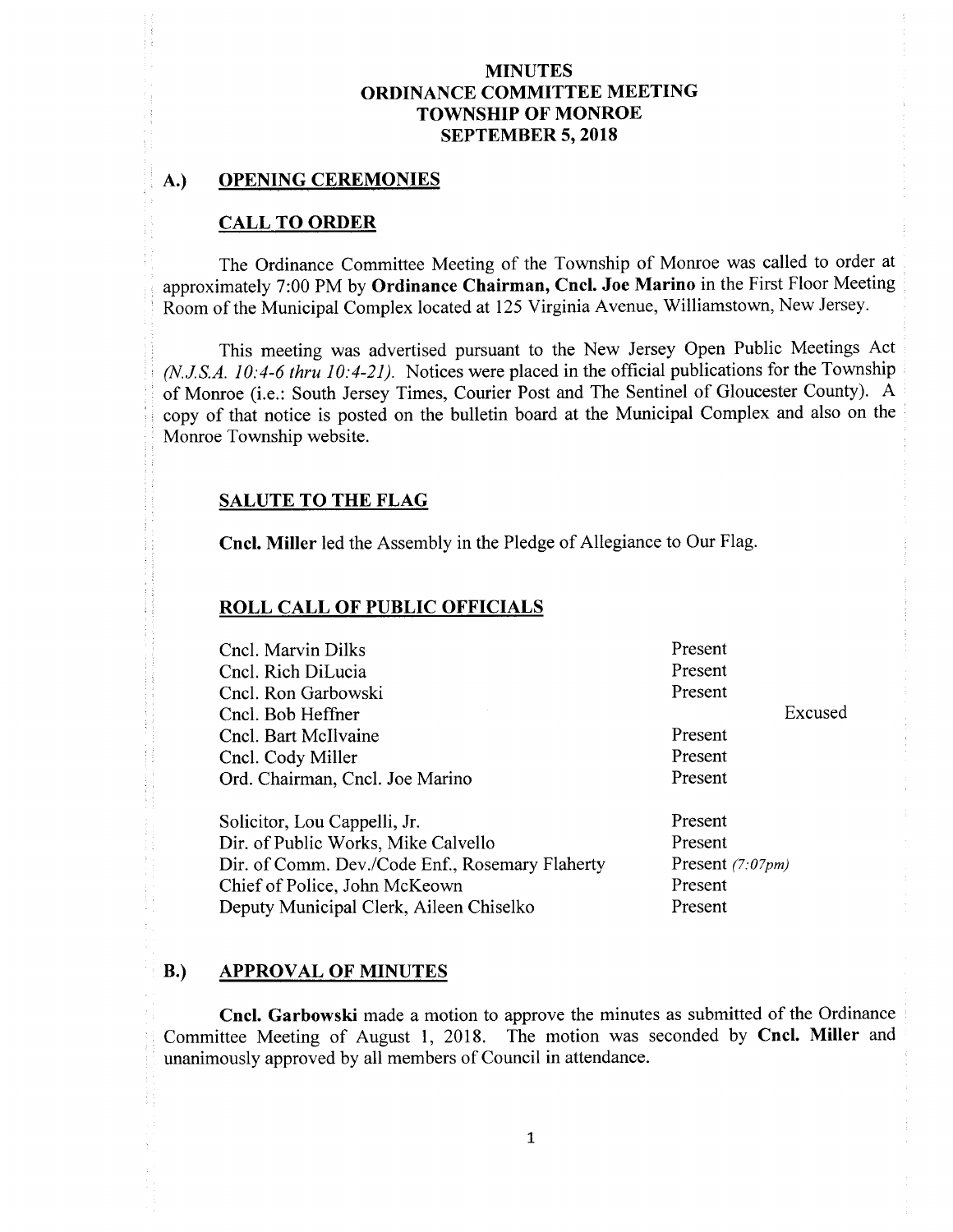# MINUTES
# ORDINANCE COMMITTEE MEETING
# TOWNSHIP OF MONROE
# SEPTEMBER 5, 2018

## A.) OPENING CEREMONIES

### CALL TO ORDER

The Ordinance Committee Meeting of the Township of Monroe was called to order at approximately 7:00 PM by **Ordinance Chairman, Cncl. Joe Marino** in the First Floor Meeting Room of the Municipal Complex located at 125 Virginia Avenue, Williamstown, New Jersey.

This meeting was advertised pursuant to the New Jersey Open Public Meetings Act *(N.J.S.A. 10:4-6 thru 10:4-21).* Notices were placed in the official publications for the Township of Monroe (i.e.: South Jersey Times, Courier Post and The Sentinel of Gloucester County). A copy of that notice is posted on the bulletin board at the Municipal Complex and also on the Monroe Township website.

### SALUTE TO THE FLAG

**Cncl. Miller** led the Assembly in the Pledge of Allegiance to Our Flag.

### ROLL CALL OF PUBLIC OFFICIALS

| | | |
|---|---|---|
| Cncl. Marvin Dilks | Present | |
| Cncl. Rich DiLucia | Present | |
| Cncl. Ron Garbowski | Present | |
| Cncl. Bob Heffner | | Excused |
| Cncl. Bart McIlvaine | Present | |
| Cncl. Cody Miller | Present | |
| Ord. Chairman, Cncl. Joe Marino | Present | |
| | | |
| Solicitor, Lou Cappelli, Jr. | Present | |
| Dir. of Public Works, Mike Calvello | Present | |
| Dir. of Comm. Dev./Code Enf., Rosemary Flaherty | Present *(7:07pm)* | |
| Chief of Police, John McKeown | Present | |
| Deputy Municipal Clerk, Aileen Chiselko | Present | |

## B.) APPROVAL OF MINUTES

**Cncl. Garbowski** made a motion to approve the minutes as submitted of the Ordinance Committee Meeting of August 1, 2018. The motion was seconded by **Cncl. Miller** and unanimously approved by all members of Council in attendance.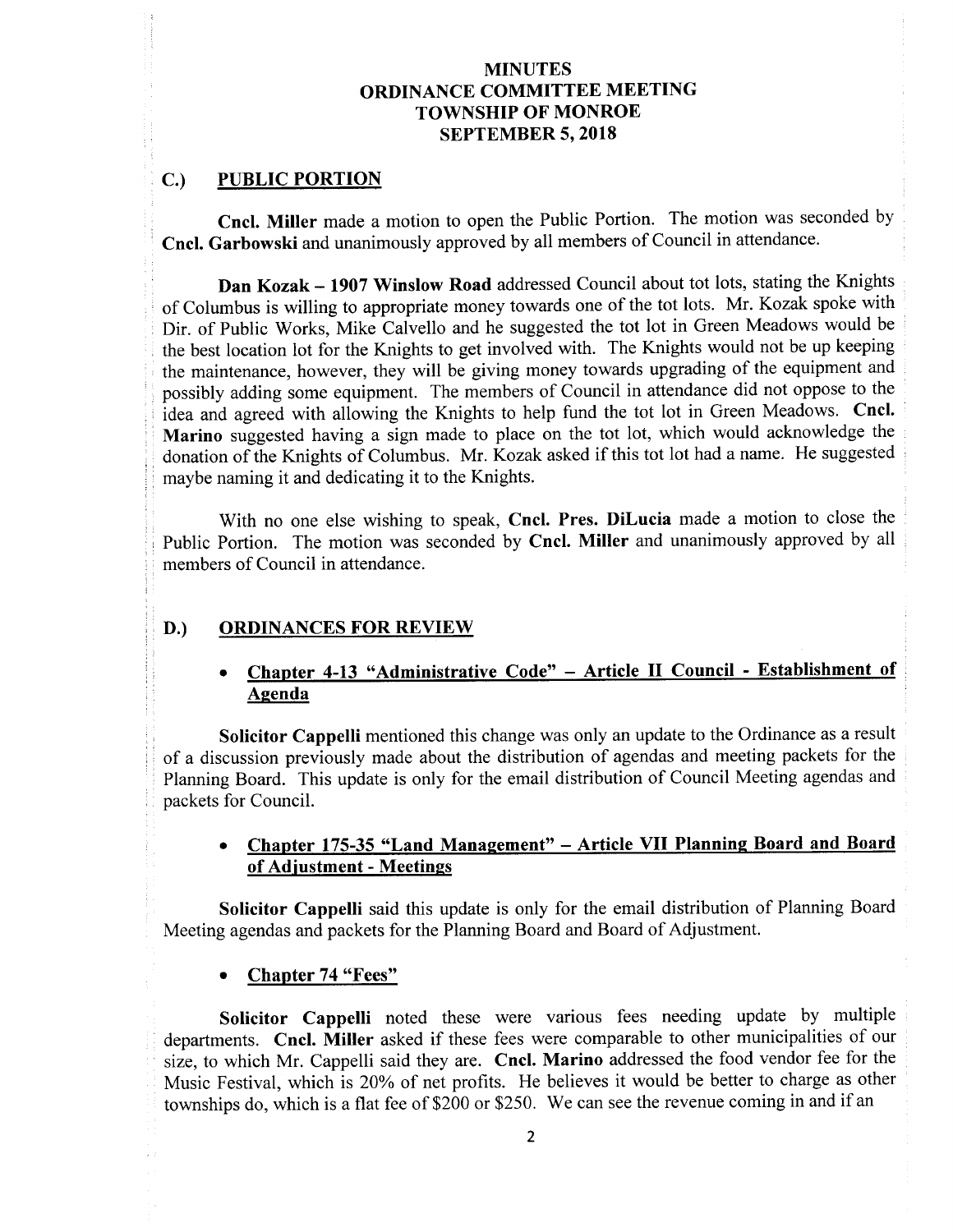# MINUTES
## ORDINANCE COMMITTEE MEETING
## TOWNSHIP OF MONROE
## SEPTEMBER 5, 2018

## C.) PUBLIC PORTION

**Cncl. Miller** made a motion to open the Public Portion. The motion was seconded by **Cncl. Garbowski** and unanimously approved by all members of Council in attendance.

**Dan Kozak – 1907 Winslow Road** addressed Council about tot lots, stating the Knights of Columbus is willing to appropriate money towards one of the tot lots. Mr. Kozak spoke with Dir. of Public Works, Mike Calvello and he suggested the tot lot in Green Meadows would be the best location lot for the Knights to get involved with. The Knights would not be up keeping the maintenance, however, they will be giving money towards upgrading of the equipment and possibly adding some equipment. The members of Council in attendance did not oppose to the idea and agreed with allowing the Knights to help fund the tot lot in Green Meadows. **Cncl. Marino** suggested having a sign made to place on the tot lot, which would acknowledge the donation of the Knights of Columbus. Mr. Kozak asked if this tot lot had a name. He suggested maybe naming it and dedicating it to the Knights.

With no one else wishing to speak, **Cncl. Pres. DiLucia** made a motion to close the Public Portion. The motion was seconded by **Cncl. Miller** and unanimously approved by all members of Council in attendance.

## D.) ORDINANCES FOR REVIEW

- **Chapter 4-13 "Administrative Code" – Article II Council - Establishment of Agenda**

**Solicitor Cappelli** mentioned this change was only an update to the Ordinance as a result of a discussion previously made about the distribution of agendas and meeting packets for the Planning Board. This update is only for the email distribution of Council Meeting agendas and packets for Council.

- **Chapter 175-35 "Land Management" – Article VII Planning Board and Board of Adjustment - Meetings**

**Solicitor Cappelli** said this update is only for the email distribution of Planning Board Meeting agendas and packets for the Planning Board and Board of Adjustment.

- **Chapter 74 "Fees"**

**Solicitor Cappelli** noted these were various fees needing update by multiple departments. **Cncl. Miller** asked if these fees were comparable to other municipalities of our size, to which Mr. Cappelli said they are. **Cncl. Marino** addressed the food vendor fee for the Music Festival, which is 20% of net profits. He believes it would be better to charge as other townships do, which is a flat fee of $200 or $250. We can see the revenue coming in and if an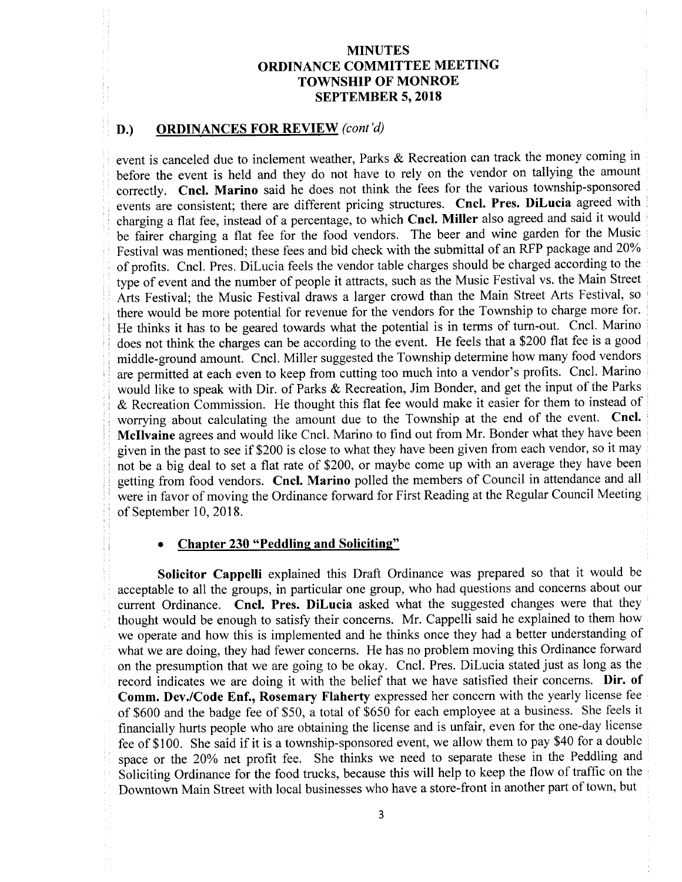# MINUTES
# ORDINANCE COMMITTEE MEETING
# TOWNSHIP OF MONROE
# SEPTEMBER 5, 2018

## D.) ORDINANCES FOR REVIEW *(cont'd)*

event is canceled due to inclement weather, Parks & Recreation can track the money coming in before the event is held and they do not have to rely on the vendor on tallying the amount correctly. **Cncl. Marino** said he does not think the fees for the various township-sponsored events are consistent; there are different pricing structures. **Cncl. Pres. DiLucia** agreed with charging a flat fee, instead of a percentage, to which **Cncl. Miller** also agreed and said it would be fairer charging a flat fee for the food vendors. The beer and wine garden for the Music Festival was mentioned; these fees and bid check with the submittal of an RFP package and 20% of profits. Cncl. Pres. DiLucia feels the vendor table charges should be charged according to the type of event and the number of people it attracts, such as the Music Festival vs. the Main Street Arts Festival; the Music Festival draws a larger crowd than the Main Street Arts Festival, so there would be more potential for revenue for the vendors for the Township to charge more for. He thinks it has to be geared towards what the potential is in terms of turn-out. Cncl. Marino does not think the charges can be according to the event. He feels that a $200 flat fee is a good middle-ground amount. Cncl. Miller suggested the Township determine how many food vendors are permitted at each even to keep from cutting too much into a vendor's profits. Cncl. Marino would like to speak with Dir. of Parks & Recreation, Jim Bonder, and get the input of the Parks & Recreation Commission. He thought this flat fee would make it easier for them to instead of worrying about calculating the amount due to the Township at the end of the event. **Cncl. McIlvaine** agrees and would like Cncl. Marino to find out from Mr. Bonder what they have been given in the past to see if $200 is close to what they have been given from each vendor, so it may not be a big deal to set a flat rate of $200, or maybe come up with an average they have been getting from food vendors. **Cncl. Marino** polled the members of Council in attendance and all were in favor of moving the Ordinance forward for First Reading at the Regular Council Meeting of September 10, 2018.

- **Chapter 230 "Peddling and Soliciting"**

**Solicitor Cappelli** explained this Draft Ordinance was prepared so that it would be acceptable to all the groups, in particular one group, who had questions and concerns about our current Ordinance. **Cncl. Pres. DiLucia** asked what the suggested changes were that they thought would be enough to satisfy their concerns. Mr. Cappelli said he explained to them how we operate and how this is implemented and he thinks once they had a better understanding of what we are doing, they had fewer concerns. He has no problem moving this Ordinance forward on the presumption that we are going to be okay. Cncl. Pres. DiLucia stated just as long as the record indicates we are doing it with the belief that we have satisfied their concerns. **Dir. of Comm. Dev./Code Enf., Rosemary Flaherty** expressed her concern with the yearly license fee of $600 and the badge fee of $50, a total of $650 for each employee at a business. She feels it financially hurts people who are obtaining the license and is unfair, even for the one-day license fee of $100. She said if it is a township-sponsored event, we allow them to pay $40 for a double space or the 20% net profit fee. She thinks we need to separate these in the Peddling and Soliciting Ordinance for the food trucks, because this will help to keep the flow of traffic on the Downtown Main Street with local businesses who have a store-front in another part of town, but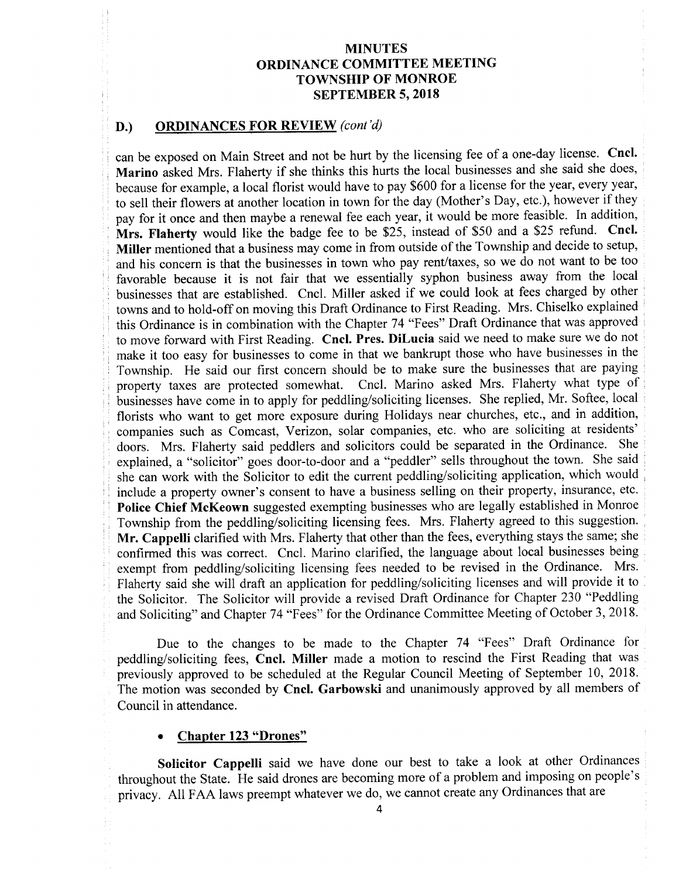# MINUTES
# ORDINANCE COMMITTEE MEETING
# TOWNSHIP OF MONROE
# SEPTEMBER 5, 2018

## D.) ORDINANCES FOR REVIEW *(cont'd)*

can be exposed on Main Street and not be hurt by the licensing fee of a one-day license. **Cncl. Marino** asked Mrs. Flaherty if she thinks this hurts the local businesses and she said she does, because for example, a local florist would have to pay $600 for a license for the year, every year, to sell their flowers at another location in town for the day (Mother's Day, etc.), however if they pay for it once and then maybe a renewal fee each year, it would be more feasible. In addition, **Mrs. Flaherty** would like the badge fee to be $25, instead of $50 and a $25 refund. **Cncl. Miller** mentioned that a business may come in from outside of the Township and decide to setup, and his concern is that the businesses in town who pay rent/taxes, so we do not want to be too favorable because it is not fair that we essentially syphon business away from the local businesses that are established. Cncl. Miller asked if we could look at fees charged by other towns and to hold-off on moving this Draft Ordinance to First Reading. Mrs. Chiselko explained this Ordinance is in combination with the Chapter 74 "Fees" Draft Ordinance that was approved to move forward with First Reading. **Cncl. Pres. DiLucia** said we need to make sure we do not make it too easy for businesses to come in that we bankrupt those who have businesses in the Township. He said our first concern should be to make sure the businesses that are paying property taxes are protected somewhat. Cncl. Marino asked Mrs. Flaherty what type of businesses have come in to apply for peddling/soliciting licenses. She replied, Mr. Softee, local florists who want to get more exposure during Holidays near churches, etc., and in addition, companies such as Comcast, Verizon, solar companies, etc. who are soliciting at residents' doors. Mrs. Flaherty said peddlers and solicitors could be separated in the Ordinance. She explained, a "solicitor" goes door-to-door and a "peddler" sells throughout the town. She said she can work with the Solicitor to edit the current peddling/soliciting application, which would include a property owner's consent to have a business selling on their property, insurance, etc. **Police Chief McKeown** suggested exempting businesses who are legally established in Monroe Township from the peddling/soliciting licensing fees. Mrs. Flaherty agreed to this suggestion. **Mr. Cappelli** clarified with Mrs. Flaherty that other than the fees, everything stays the same; she confirmed this was correct. Cncl. Marino clarified, the language about local businesses being exempt from peddling/soliciting licensing fees needed to be revised in the Ordinance. Mrs. Flaherty said she will draft an application for peddling/soliciting licenses and will provide it to the Solicitor. The Solicitor will provide a revised Draft Ordinance for Chapter 230 "Peddling and Soliciting" and Chapter 74 "Fees" for the Ordinance Committee Meeting of October 3, 2018.

Due to the changes to be made to the Chapter 74 "Fees" Draft Ordinance for peddling/soliciting fees, **Cncl. Miller** made a motion to rescind the First Reading that was previously approved to be scheduled at the Regular Council Meeting of September 10, 2018. The motion was seconded by **Cncl. Garbowski** and unanimously approved by all members of Council in attendance.

- **Chapter 123 "Drones"**

**Solicitor Cappelli** said we have done our best to take a look at other Ordinances throughout the State. He said drones are becoming more of a problem and imposing on people's privacy. All FAA laws preempt whatever we do, we cannot create any Ordinances that are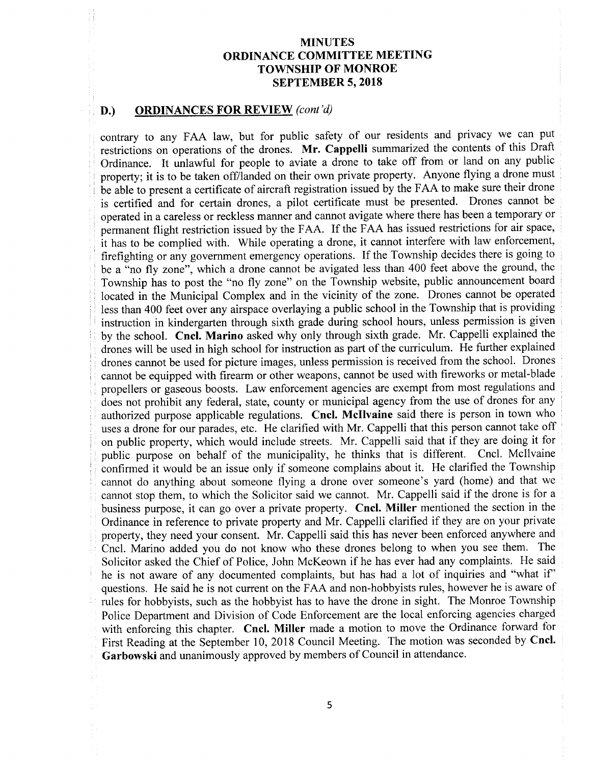# MINUTES
# ORDINANCE COMMITTEE MEETING
# TOWNSHIP OF MONROE
# SEPTEMBER 5, 2018

## D.) ORDINANCES FOR REVIEW *(cont'd)*

contrary to any FAA law, but for public safety of our residents and privacy we can put restrictions on operations of the drones. **Mr. Cappelli** summarized the contents of this Draft Ordinance. It unlawful for people to aviate a drone to take off from or land on any public property; it is to be taken off/landed on their own private property. Anyone flying a drone must be able to present a certificate of aircraft registration issued by the FAA to make sure their drone is certified and for certain drones, a pilot certificate must be presented. Drones cannot be operated in a careless or reckless manner and cannot avigate where there has been a temporary or permanent flight restriction issued by the FAA. If the FAA has issued restrictions for air space, it has to be complied with. While operating a drone, it cannot interfere with law enforcement, firefighting or any government emergency operations. If the Township decides there is going to be a "no fly zone", which a drone cannot be avigated less than 400 feet above the ground, the Township has to post the "no fly zone" on the Township website, public announcement board located in the Municipal Complex and in the vicinity of the zone. Drones cannot be operated less than 400 feet over any airspace overlaying a public school in the Township that is providing instruction in kindergarten through sixth grade during school hours, unless permission is given by the school. **Cncl. Marino** asked why only through sixth grade. Mr. Cappelli explained the drones will be used in high school for instruction as part of the curriculum. He further explained drones cannot be used for picture images, unless permission is received from the school. Drones cannot be equipped with firearm or other weapons, cannot be used with fireworks or metal-blade propellers or gaseous boosts. Law enforcement agencies are exempt from most regulations and does not prohibit any federal, state, county or municipal agency from the use of drones for any authorized purpose applicable regulations. **Cncl. McIlvaine** said there is person in town who uses a drone for our parades, etc. He clarified with Mr. Cappelli that this person cannot take off on public property, which would include streets. Mr. Cappelli said that if they are doing it for public purpose on behalf of the municipality, he thinks that is different. Cncl. McIlvaine confirmed it would be an issue only if someone complains about it. He clarified the Township cannot do anything about someone flying a drone over someone's yard (home) and that we cannot stop them, to which the Solicitor said we cannot. Mr. Cappelli said if the drone is for a business purpose, it can go over a private property. **Cncl. Miller** mentioned the section in the Ordinance in reference to private property and Mr. Cappelli clarified if they are on your private property, they need your consent. Mr. Cappelli said this has never been enforced anywhere and Cncl. Marino added you do not know who these drones belong to when you see them. The Solicitor asked the Chief of Police, John McKeown if he has ever had any complaints. He said he is not aware of any documented complaints, but has had a lot of inquiries and "what if" questions. He said he is not current on the FAA and non-hobbyists rules, however he is aware of rules for hobbyists, such as the hobbyist has to have the drone in sight. The Monroe Township Police Department and Division of Code Enforcement are the local enforcing agencies charged with enforcing this chapter. **Cncl. Miller** made a motion to move the Ordinance forward for First Reading at the September 10, 2018 Council Meeting. The motion was seconded by **Cncl. Garbowski** and unanimously approved by members of Council in attendance.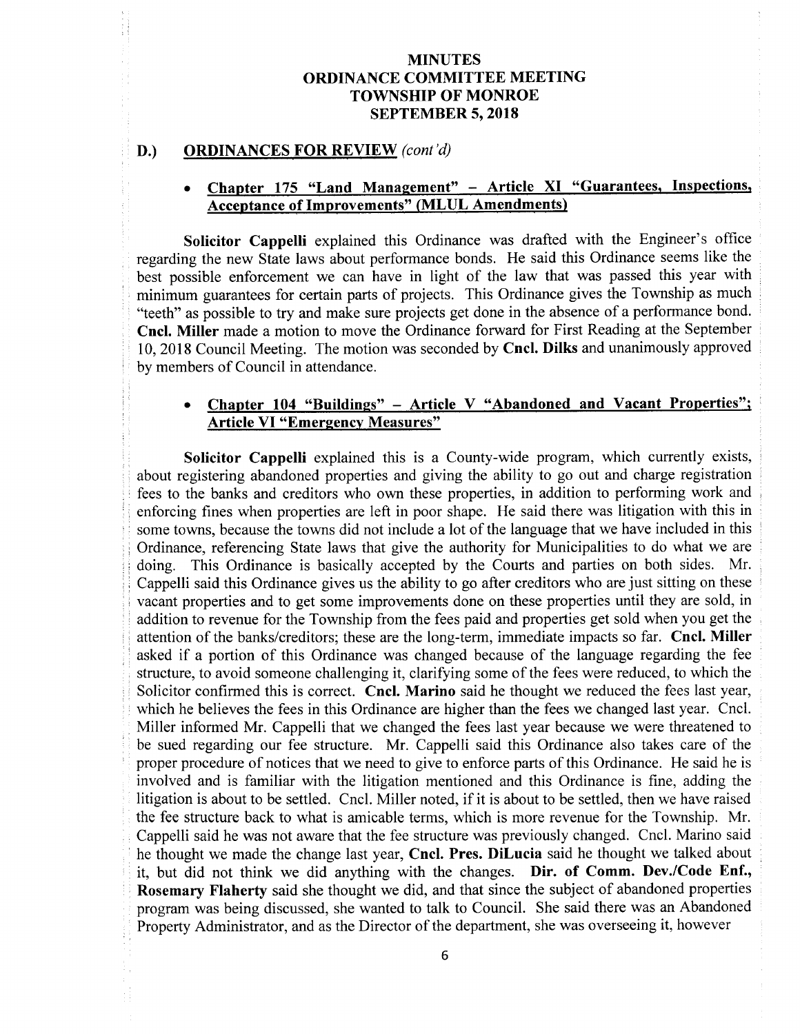# MINUTES
# ORDINANCE COMMITTEE MEETING
# TOWNSHIP OF MONROE
# SEPTEMBER 5, 2018

## D.) ORDINANCES FOR REVIEW *(cont'd)*

- **Chapter 175 "Land Management" – Article XI "Guarantees, Inspections, Acceptance of Improvements" (MLUL Amendments)**

**Solicitor Cappelli** explained this Ordinance was drafted with the Engineer's office regarding the new State laws about performance bonds. He said this Ordinance seems like the best possible enforcement we can have in light of the law that was passed this year with minimum guarantees for certain parts of projects. This Ordinance gives the Township as much "teeth" as possible to try and make sure projects get done in the absence of a performance bond. **Cncl. Miller** made a motion to move the Ordinance forward for First Reading at the September 10, 2018 Council Meeting. The motion was seconded by **Cncl. Dilks** and unanimously approved by members of Council in attendance.

- **Chapter 104 "Buildings" – Article V "Abandoned and Vacant Properties"; Article VI "Emergency Measures"**

**Solicitor Cappelli** explained this is a County-wide program, which currently exists, about registering abandoned properties and giving the ability to go out and charge registration fees to the banks and creditors who own these properties, in addition to performing work and enforcing fines when properties are left in poor shape. He said there was litigation with this in some towns, because the towns did not include a lot of the language that we have included in this Ordinance, referencing State laws that give the authority for Municipalities to do what we are doing. This Ordinance is basically accepted by the Courts and parties on both sides. Mr. Cappelli said this Ordinance gives us the ability to go after creditors who are just sitting on these vacant properties and to get some improvements done on these properties until they are sold, in addition to revenue for the Township from the fees paid and properties get sold when you get the attention of the banks/creditors; these are the long-term, immediate impacts so far. **Cncl. Miller** asked if a portion of this Ordinance was changed because of the language regarding the fee structure, to avoid someone challenging it, clarifying some of the fees were reduced, to which the Solicitor confirmed this is correct. **Cncl. Marino** said he thought we reduced the fees last year, which he believes the fees in this Ordinance are higher than the fees we changed last year. Cncl. Miller informed Mr. Cappelli that we changed the fees last year because we were threatened to be sued regarding our fee structure. Mr. Cappelli said this Ordinance also takes care of the proper procedure of notices that we need to give to enforce parts of this Ordinance. He said he is involved and is familiar with the litigation mentioned and this Ordinance is fine, adding the litigation is about to be settled. Cncl. Miller noted, if it is about to be settled, then we have raised the fee structure back to what is amicable terms, which is more revenue for the Township. Mr. Cappelli said he was not aware that the fee structure was previously changed. Cncl. Marino said he thought we made the change last year, **Cncl. Pres. DiLucia** said he thought we talked about it, but did not think we did anything with the changes. **Dir. of Comm. Dev./Code Enf., Rosemary Flaherty** said she thought we did, and that since the subject of abandoned properties program was being discussed, she wanted to talk to Council. She said there was an Abandoned Property Administrator, and as the Director of the department, she was overseeing it, however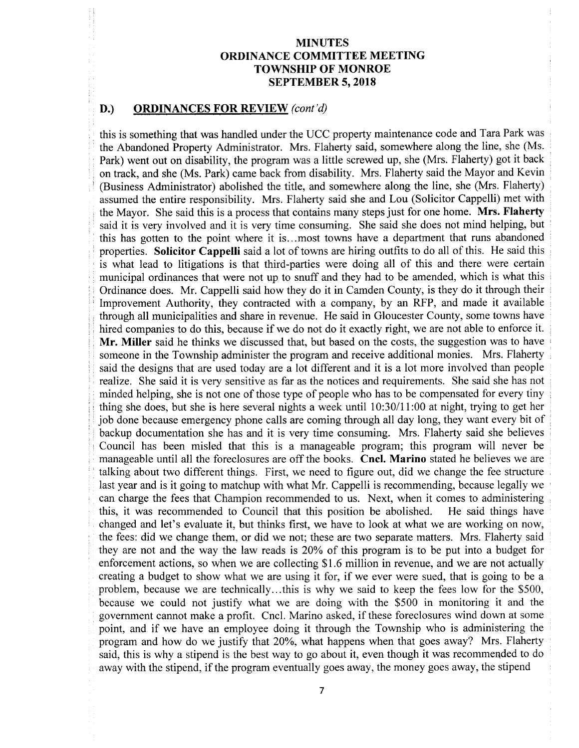# MINUTES
# ORDINANCE COMMITTEE MEETING
# TOWNSHIP OF MONROE
# SEPTEMBER 5, 2018

## D.) ORDINANCES FOR REVIEW *(cont'd)*

this is something that was handled under the UCC property maintenance code and Tara Park was the Abandoned Property Administrator. Mrs. Flaherty said, somewhere along the line, she (Ms. Park) went out on disability, the program was a little screwed up, she (Mrs. Flaherty) got it back on track, and she (Ms. Park) came back from disability. Mrs. Flaherty said the Mayor and Kevin (Business Administrator) abolished the title, and somewhere along the line, she (Mrs. Flaherty) assumed the entire responsibility. Mrs. Flaherty said she and Lou (Solicitor Cappelli) met with the Mayor. She said this is a process that contains many steps just for one home. **Mrs. Flaherty** said it is very involved and it is very time consuming. She said she does not mind helping, but this has gotten to the point where it is...most towns have a department that runs abandoned properties. **Solicitor Cappelli** said a lot of towns are hiring outfits to do all of this. He said this is what lead to litigations is that third-parties were doing all of this and there were certain municipal ordinances that were not up to snuff and they had to be amended, which is what this Ordinance does. Mr. Cappelli said how they do it in Camden County, is they do it through their Improvement Authority, they contracted with a company, by an RFP, and made it available through all municipalities and share in revenue. He said in Gloucester County, some towns have hired companies to do this, because if we do not do it exactly right, we are not able to enforce it. **Mr. Miller** said he thinks we discussed that, but based on the costs, the suggestion was to have someone in the Township administer the program and receive additional monies. Mrs. Flaherty said the designs that are used today are a lot different and it is a lot more involved than people realize. She said it is very sensitive as far as the notices and requirements. She said she has not minded helping, she is not one of those type of people who has to be compensated for every tiny thing she does, but she is here several nights a week until 10:30/11:00 at night, trying to get her job done because emergency phone calls are coming through all day long, they want every bit of backup documentation she has and it is very time consuming. Mrs. Flaherty said she believes Council has been misled that this is a manageable program; this program will never be manageable until all the foreclosures are off the books. **Cncl. Marino** stated he believes we are talking about two different things. First, we need to figure out, did we change the fee structure last year and is it going to matchup with what Mr. Cappelli is recommending, because legally we can charge the fees that Champion recommended to us. Next, when it comes to administering this, it was recommended to Council that this position be abolished. He said things have changed and let's evaluate it, but thinks first, we have to look at what we are working on now, the fees: did we change them, or did we not; these are two separate matters. Mrs. Flaherty said they are not and the way the law reads is 20% of this program is to be put into a budget for enforcement actions, so when we are collecting $1.6 million in revenue, and we are not actually creating a budget to show what we are using it for, if we ever were sued, that is going to be a problem, because we are technically...this is why we said to keep the fees low for the $500, because we could not justify what we are doing with the $500 in monitoring it and the government cannot make a profit. Cncl. Marino asked, if these foreclosures wind down at some point, and if we have an employee doing it through the Township who is administering the program and how do we justify that 20%, what happens when that goes away? Mrs. Flaherty said, this is why a stipend is the best way to go about it, even though it was recommended to do away with the stipend, if the program eventually goes away, the money goes away, the stipend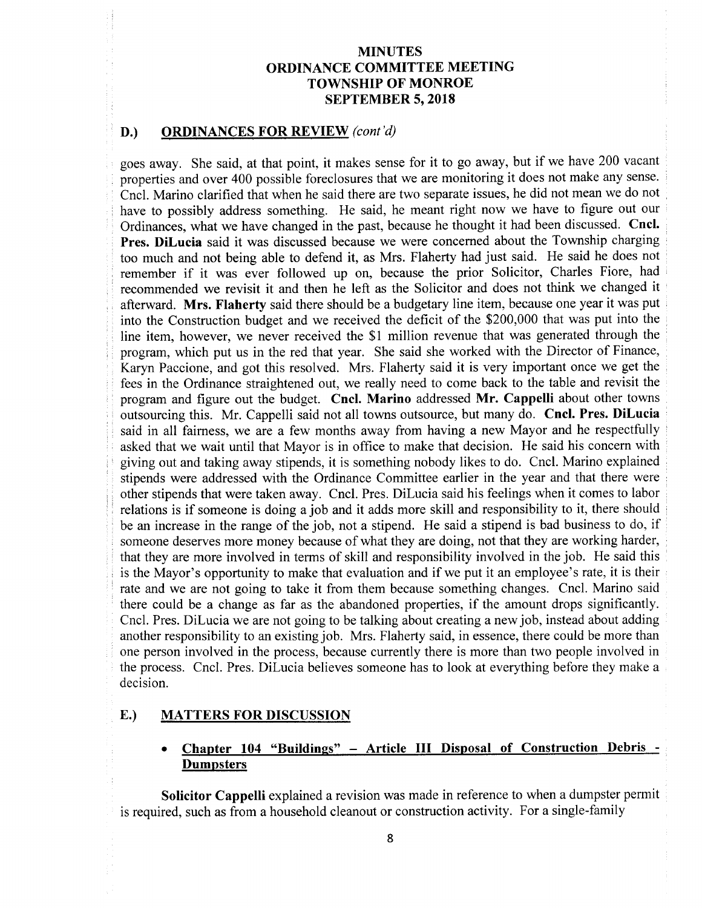# MINUTES
# ORDINANCE COMMITTEE MEETING
# TOWNSHIP OF MONROE
# SEPTEMBER 5, 2018

## D.) ORDINANCES FOR REVIEW *(cont'd)*

goes away. She said, at that point, it makes sense for it to go away, but if we have 200 vacant properties and over 400 possible foreclosures that we are monitoring it does not make any sense. Cncl. Marino clarified that when he said there are two separate issues, he did not mean we do not have to possibly address something. He said, he meant right now we have to figure out our Ordinances, what we have changed in the past, because he thought it had been discussed. **Cncl. Pres. DiLucia** said it was discussed because we were concerned about the Township charging too much and not being able to defend it, as Mrs. Flaherty had just said. He said he does not remember if it was ever followed up on, because the prior Solicitor, Charles Fiore, had recommended we revisit it and then he left as the Solicitor and does not think we changed it afterward. **Mrs. Flaherty** said there should be a budgetary line item, because one year it was put into the Construction budget and we received the deficit of the $200,000 that was put into the line item, however, we never received the $1 million revenue that was generated through the program, which put us in the red that year. She said she worked with the Director of Finance, Karyn Paccione, and got this resolved. Mrs. Flaherty said it is very important once we get the fees in the Ordinance straightened out, we really need to come back to the table and revisit the program and figure out the budget. **Cncl. Marino** addressed **Mr. Cappelli** about other towns outsourcing this. Mr. Cappelli said not all towns outsource, but many do. **Cncl. Pres. DiLucia** said in all fairness, we are a few months away from having a new Mayor and he respectfully asked that we wait until that Mayor is in office to make that decision. He said his concern with giving out and taking away stipends, it is something nobody likes to do. Cncl. Marino explained stipends were addressed with the Ordinance Committee earlier in the year and that there were other stipends that were taken away. Cncl. Pres. DiLucia said his feelings when it comes to labor relations is if someone is doing a job and it adds more skill and responsibility to it, there should be an increase in the range of the job, not a stipend. He said a stipend is bad business to do, if someone deserves more money because of what they are doing, not that they are working harder, that they are more involved in terms of skill and responsibility involved in the job. He said this is the Mayor's opportunity to make that evaluation and if we put it an employee's rate, it is their rate and we are not going to take it from them because something changes. Cncl. Marino said there could be a change as far as the abandoned properties, if the amount drops significantly. Cncl. Pres. DiLucia we are not going to be talking about creating a new job, instead about adding another responsibility to an existing job. Mrs. Flaherty said, in essence, there could be more than one person involved in the process, because currently there is more than two people involved in the process. Cncl. Pres. DiLucia believes someone has to look at everything before they make a decision.

## E.) MATTERS FOR DISCUSSION

- **Chapter 104 "Buildings" – Article III Disposal of Construction Debris - Dumpsters**

**Solicitor Cappelli** explained a revision was made in reference to when a dumpster permit is required, such as from a household cleanout or construction activity. For a single-family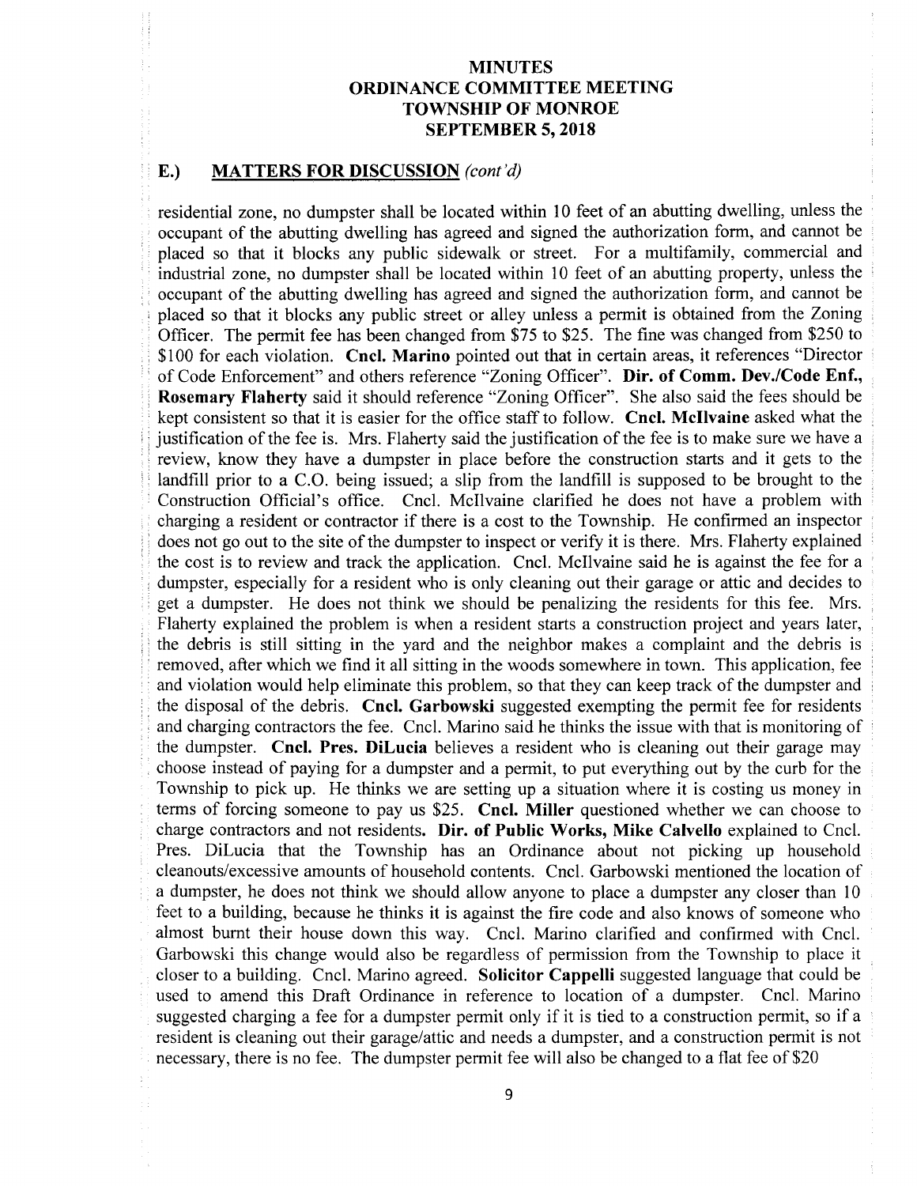## E.) MATTERS FOR DISCUSSION *(cont'd)*

residential zone, no dumpster shall be located within 10 feet of an abutting dwelling, unless the occupant of the abutting dwelling has agreed and signed the authorization form, and cannot be placed so that it blocks any public sidewalk or street. For a multifamily, commercial and industrial zone, no dumpster shall be located within 10 feet of an abutting property, unless the occupant of the abutting dwelling has agreed and signed the authorization form, and cannot be placed so that it blocks any public street or alley unless a permit is obtained from the Zoning Officer. The permit fee has been changed from $75 to $25. The fine was changed from $250 to $100 for each violation. **Cncl. Marino** pointed out that in certain areas, it references "Director of Code Enforcement" and others reference "Zoning Officer". **Dir. of Comm. Dev./Code Enf., Rosemary Flaherty** said it should reference "Zoning Officer". She also said the fees should be kept consistent so that it is easier for the office staff to follow. **Cncl. McIlvaine** asked what the justification of the fee is. Mrs. Flaherty said the justification of the fee is to make sure we have a review, know they have a dumpster in place before the construction starts and it gets to the landfill prior to a C.O. being issued; a slip from the landfill is supposed to be brought to the Construction Official's office. Cncl. McIlvaine clarified he does not have a problem with charging a resident or contractor if there is a cost to the Township. He confirmed an inspector does not go out to the site of the dumpster to inspect or verify it is there. Mrs. Flaherty explained the cost is to review and track the application. Cncl. McIlvaine said he is against the fee for a dumpster, especially for a resident who is only cleaning out their garage or attic and decides to get a dumpster. He does not think we should be penalizing the residents for this fee. Mrs. Flaherty explained the problem is when a resident starts a construction project and years later, the debris is still sitting in the yard and the neighbor makes a complaint and the debris is removed, after which we find it all sitting in the woods somewhere in town. This application, fee and violation would help eliminate this problem, so that they can keep track of the dumpster and the disposal of the debris. **Cncl. Garbowski** suggested exempting the permit fee for residents and charging contractors the fee. Cncl. Marino said he thinks the issue with that is monitoring of the dumpster. **Cncl. Pres. DiLucia** believes a resident who is cleaning out their garage may choose instead of paying for a dumpster and a permit, to put everything out by the curb for the Township to pick up. He thinks we are setting up a situation where it is costing us money in terms of forcing someone to pay us $25. **Cncl. Miller** questioned whether we can choose to charge contractors and not residents. **Dir. of Public Works, Mike Calvello** explained to Cncl. Pres. DiLucia that the Township has an Ordinance about not picking up household cleanouts/excessive amounts of household contents. Cncl. Garbowski mentioned the location of a dumpster, he does not think we should allow anyone to place a dumpster any closer than 10 feet to a building, because he thinks it is against the fire code and also knows of someone who almost burnt their house down this way. Cncl. Marino clarified and confirmed with Cncl. Garbowski this change would also be regardless of permission from the Township to place it closer to a building. Cncl. Marino agreed. **Solicitor Cappelli** suggested language that could be used to amend this Draft Ordinance in reference to location of a dumpster. Cncl. Marino suggested charging a fee for a dumpster permit only if it is tied to a construction permit, so if a resident is cleaning out their garage/attic and needs a dumpster, and a construction permit is not necessary, there is no fee. The dumpster permit fee will also be changed to a flat fee of $20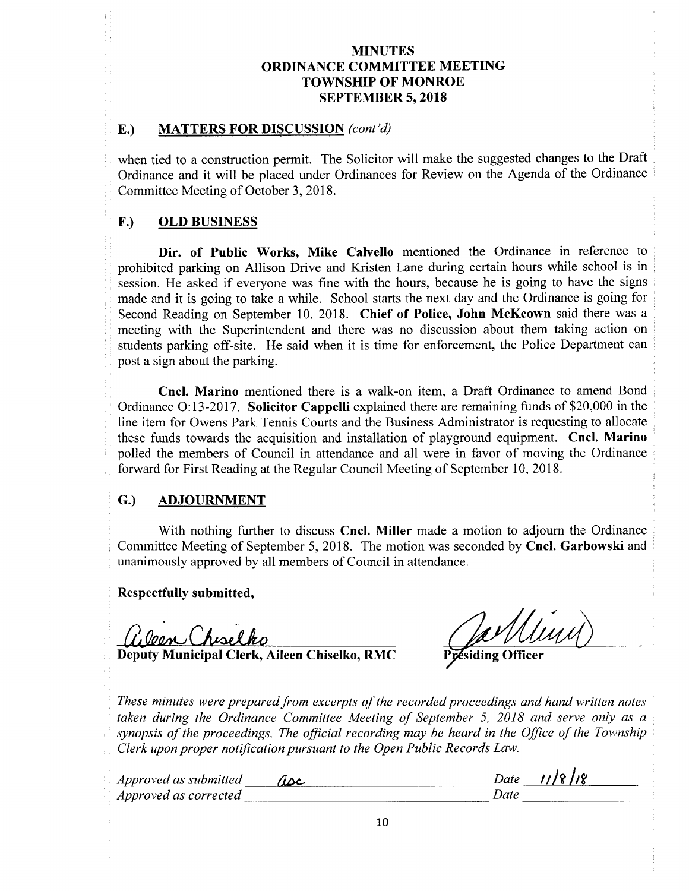# MINUTES
## ORDINANCE COMMITTEE MEETING
## TOWNSHIP OF MONROE
## SEPTEMBER 5, 2018

### E.) MATTERS FOR DISCUSSION *(cont'd)*

when tied to a construction permit. The Solicitor will make the suggested changes to the Draft Ordinance and it will be placed under Ordinances for Review on the Agenda of the Ordinance Committee Meeting of October 3, 2018.

### F.) OLD BUSINESS

**Dir. of Public Works, Mike Calvello** mentioned the Ordinance in reference to prohibited parking on Allison Drive and Kristen Lane during certain hours while school is in session. He asked if everyone was fine with the hours, because he is going to have the signs made and it is going to take a while. School starts the next day and the Ordinance is going for Second Reading on September 10, 2018. **Chief of Police, John McKeown** said there was a meeting with the Superintendent and there was no discussion about them taking action on students parking off-site. He said when it is time for enforcement, the Police Department can post a sign about the parking.

**Cncl. Marino** mentioned there is a walk-on item, a Draft Ordinance to amend Bond Ordinance O:13-2017. **Solicitor Cappelli** explained there are remaining funds of $20,000 in the line item for Owens Park Tennis Courts and the Business Administrator is requesting to allocate these funds towards the acquisition and installation of playground equipment. **Cncl. Marino** polled the members of Council in attendance and all were in favor of moving the Ordinance forward for First Reading at the Regular Council Meeting of September 10, 2018.

### G.) ADJOURNMENT

With nothing further to discuss **Cncl. Miller** made a motion to adjourn the Ordinance Committee Meeting of September 5, 2018. The motion was seconded by **Cncl. Garbowski** and unanimously approved by all members of Council in attendance.

**Respectfully submitted,**

*Aileen Chiselko*
**Deputy Municipal Clerk, Aileen Chiselko, RMC**

**Presiding Officer**

*These minutes were prepared from excerpts of the recorded proceedings and hand written notes taken during the Ordinance Committee Meeting of September 5, 2018 and serve only as a synopsis of the proceedings. The official recording may be heard in the Office of the Township Clerk upon proper notification pursuant to the Open Public Records Law.*

*Approved as submitted* aoc *Date* 11/8/18
*Approved as corrected* ______ *Date* ______